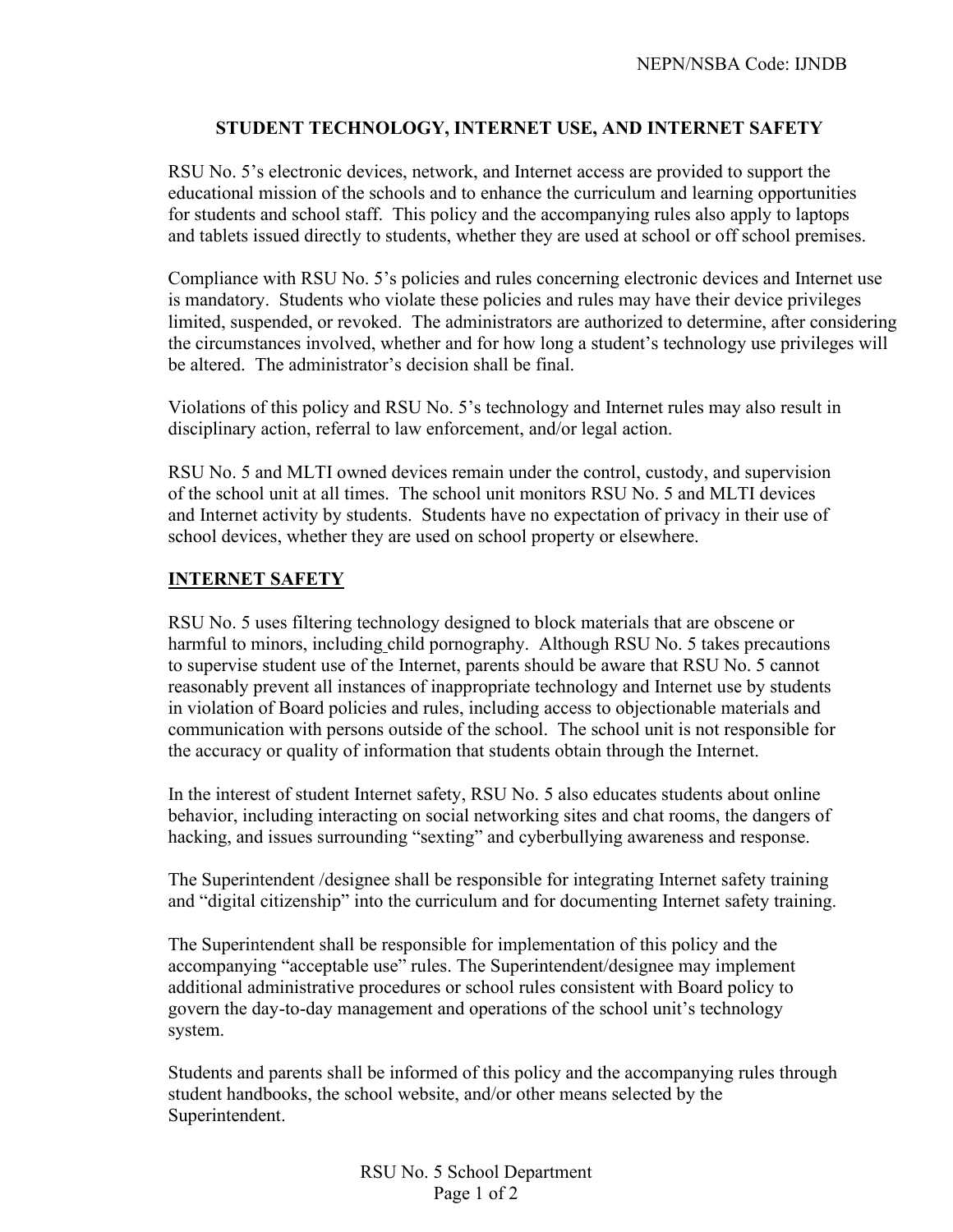NEPN/NSBA Code: IJNDB

# STUDENT TECHNOLOGY, INTERNET USE, AND INTERNET SAFETY

RSU No. 5's electronic devices, network, and Internet access are provided to support the educational mission of the schools and to enhance the curriculum and learning opportunities for students and school staff. This policy and the accompanying rules also apply to laptops and tablets issued directly to students, whether they are used at school or off school premises.

Compliance with RSU No. 5's policies and rules concerning electronic devices and Internet use is mandatory. Students who violate these policies and rules may have their device privileges limited, suspended, or revoked. The administrators are authorized to determine, after considering the circumstances involved, whether and for how long a student's technology use privileges will be altered. The administrator's decision shall be final.

Violations of this policy and RSU No. 5's technology and Internet rules may also result in disciplinary action, referral to law enforcement, and/or legal action.

RSU No. 5 and MLTI owned devices remain under the control, custody, and supervision of the school unit at all times. The school unit monitors RSU No. 5 and MLTI devices and Internet activity by students. Students have no expectation of privacy in their use of school devices, whether they are used on school property or elsewhere.

## INTERNET SAFETY

RSU No. 5 uses filtering technology designed to block materials that are obscene or harmful to minors, including child pornography. Although RSU No. 5 takes precautions to supervise student use of the Internet, parents should be aware that RSU No. 5 cannot reasonably prevent all instances of inappropriate technology and Internet use by students in violation of Board policies and rules, including access to objectionable materials and communication with persons outside of the school. The school unit is not responsible for the accuracy or quality of information that students obtain through the Internet.

In the interest of student Internet safety, RSU No. 5 also educates students about online behavior, including interacting on social networking sites and chat rooms, the dangers of hacking, and issues surrounding "sexting" and cyberbullying awareness and response.

The Superintendent /designee shall be responsible for integrating Internet safety training and "digital citizenship" into the curriculum and for documenting Internet safety training.

The Superintendent shall be responsible for implementation of this policy and the accompanying "acceptable use" rules. The Superintendent/designee may implement additional administrative procedures or school rules consistent with Board policy to govern the day-to-day management and operations of the school unit's technology system.

Students and parents shall be informed of this policy and the accompanying rules through student handbooks, the school website, and/or other means selected by the Superintendent.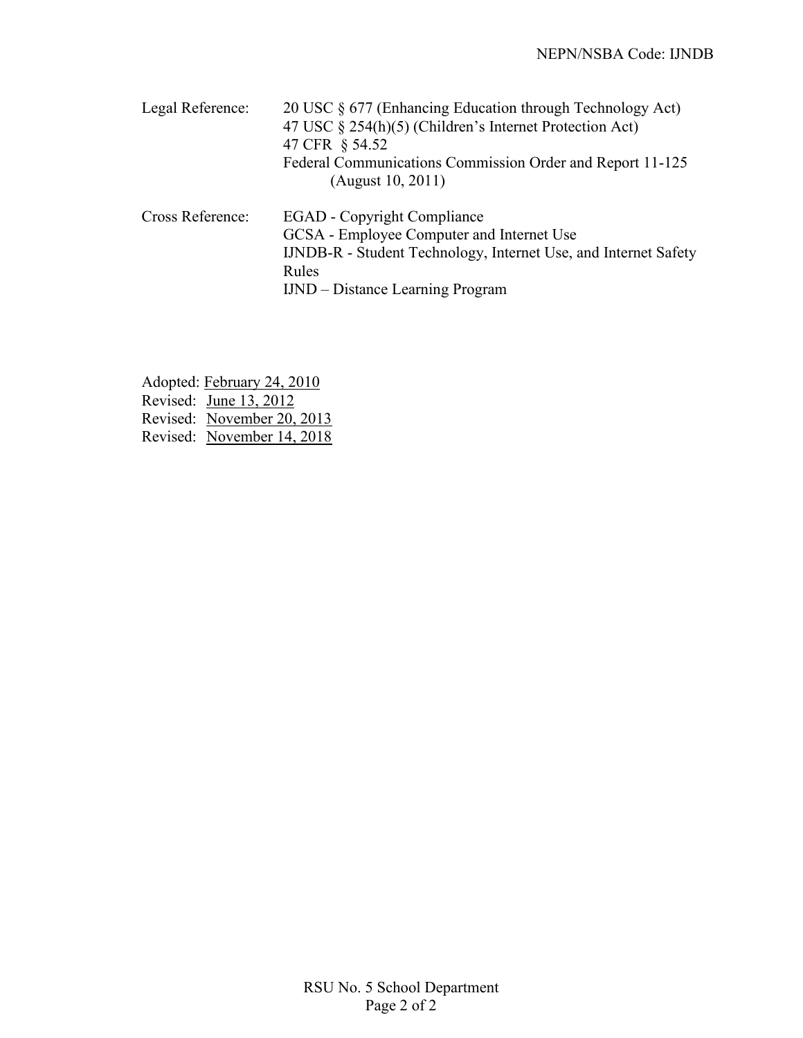Legal Reference: 20 USC § 677 (Enhancing Education through Technology Act)
47 USC § 254(h)(5) (Children's Internet Protection Act)
47 CFR § 54.52
Federal Communications Commission Order and Report 11-125 (August 10, 2011)

Cross Reference: EGAD - Copyright Compliance
GCSA - Employee Computer and Internet Use
IJNDB-R - Student Technology, Internet Use, and Internet Safety Rules
IJND – Distance Learning Program

Adopted: February 24, 2010
Revised: June 13, 2012
Revised: November 20, 2013
Revised: November 14, 2018